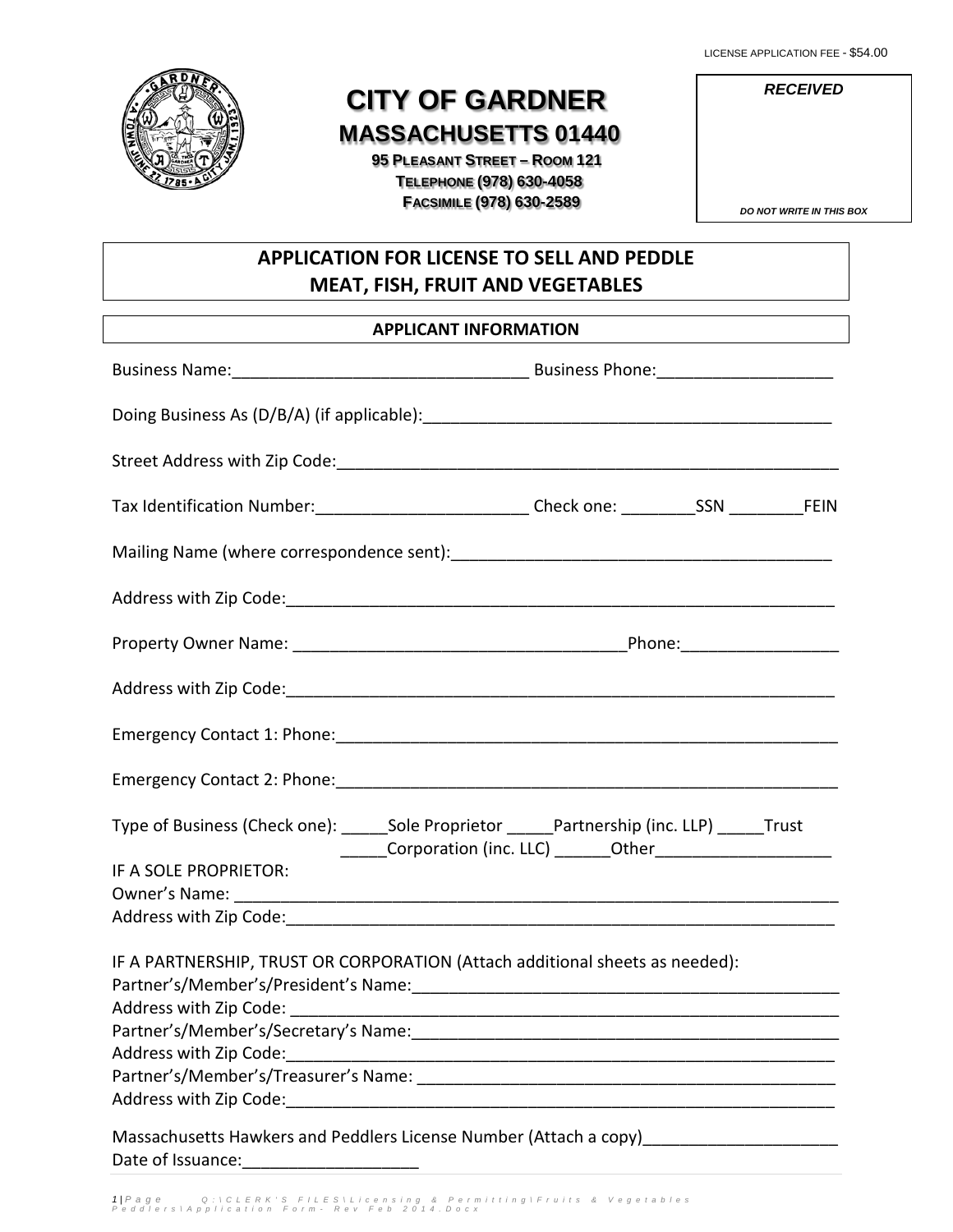LICENSE APPLICATION FEE - $54.00

# CITY OF GARDNER

## MASSACHUSETTS 01440

**95 PLEASANT STREET – ROOM 121**
**TELEPHONE (978) 630-4058**
**FACSIMILE (978) 630-2589**

***RECEIVED***

***DO NOT WRITE IN THIS BOX***

## APPLICATION FOR LICENSE TO SELL AND PEDDLE MEAT, FISH, FRUIT AND VEGETABLES

### APPLICANT INFORMATION

Business Name:________________________________ Business Phone:__________________

Doing Business As (D/B/A) (if applicable):_____________________________________________

Street Address with Zip Code:______________________________________________________

Tax Identification Number:______________________ Check one: ________SSN ________FEIN

Mailing Name (where correspondence sent):_________________________________________

Address with Zip Code:___________________________________________________________

Property Owner Name: ___________________________________Phone:________________

Address with Zip Code:___________________________________________________________

Emergency Contact 1: Phone:______________________________________________________

Emergency Contact 2: Phone:______________________________________________________

Type of Business (Check one): _____Sole Proprietor _____Partnership (inc. LLP) _____Trust
_____Corporation (inc. LLC) ______Other__________________

IF A SOLE PROPRIETOR:
Owner's Name: _______________________________________________________________
Address with Zip Code:___________________________________________________________

IF A PARTNERSHIP, TRUST OR CORPORATION (Attach additional sheets as needed):
Partner's/Member's/President's Name:_______________________________________________
Address with Zip Code: ___________________________________________________________
Partner's/Member's/Secretary's Name:_______________________________________________
Address with Zip Code:___________________________________________________________
Partner's/Member's/Treasurer's Name: _______________________________________________
Address with Zip Code:___________________________________________________________

Massachusetts Hawkers and Peddlers License Number (Attach a copy)____________________
Date of Issuance:__________________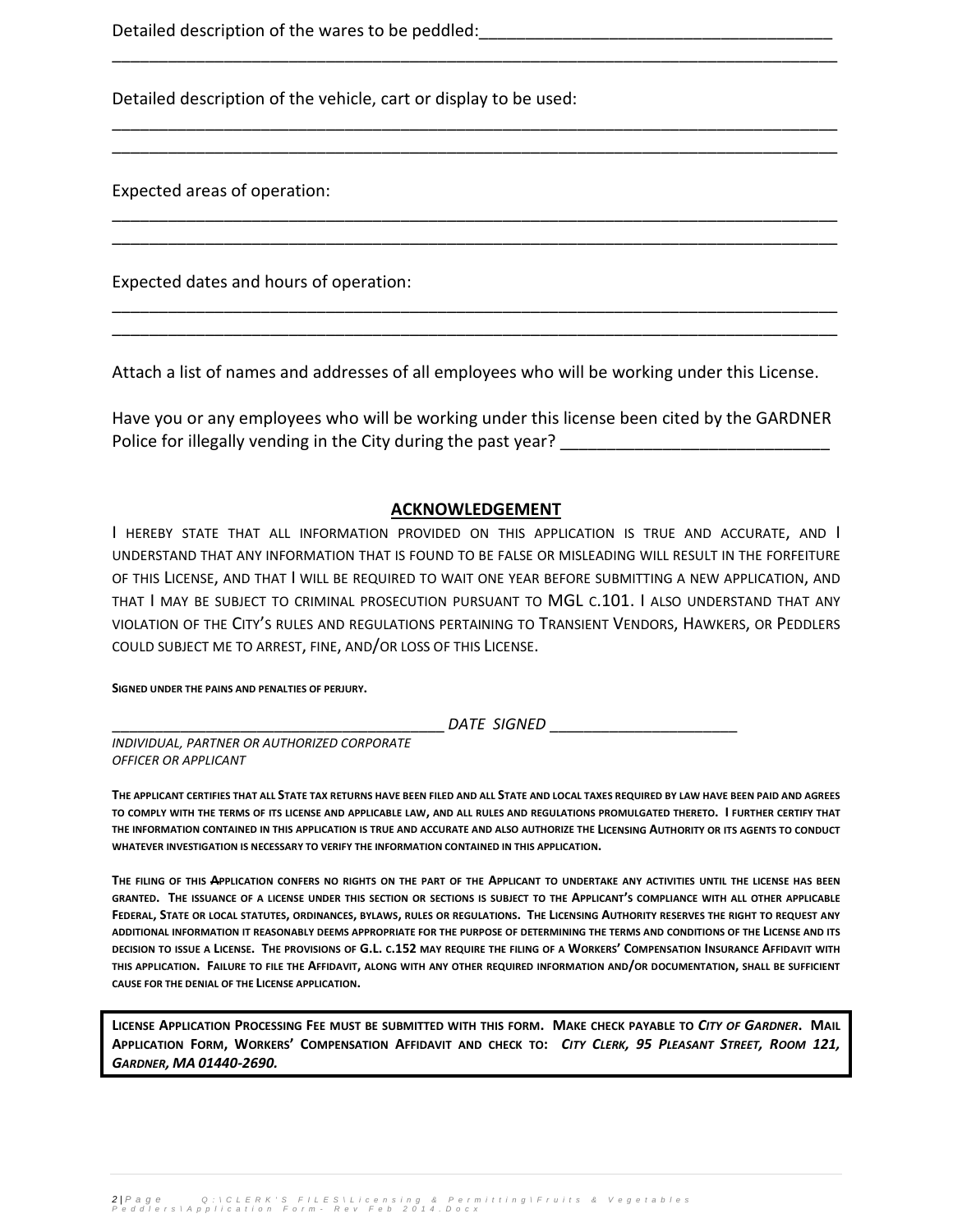Detailed description of the wares to be peddled:______________________________________
________________________________________________________________________________

Detailed description of the vehicle, cart or display to be used:
________________________________________________________________________________
________________________________________________________________________________

Expected areas of operation:
________________________________________________________________________________
________________________________________________________________________________

Expected dates and hours of operation:
________________________________________________________________________________
________________________________________________________________________________

Attach a list of names and addresses of all employees who will be working under this License.

Have you or any employees who will be working under this license been cited by the GARDNER Police for illegally vending in the City during the past year? ____________________________

## ACKNOWLEDGEMENT

I HEREBY STATE THAT ALL INFORMATION PROVIDED ON THIS APPLICATION IS TRUE AND ACCURATE, AND I UNDERSTAND THAT ANY INFORMATION THAT IS FOUND TO BE FALSE OR MISLEADING WILL RESULT IN THE FORFEITURE OF THIS LICENSE, AND THAT I WILL BE REQUIRED TO WAIT ONE YEAR BEFORE SUBMITTING A NEW APPLICATION, AND THAT I MAY BE SUBJECT TO CRIMINAL PROSECUTION PURSUANT TO MGL C.101. I ALSO UNDERSTAND THAT ANY VIOLATION OF THE CITY'S RULES AND REGULATIONS PERTAINING TO TRANSIENT VENDORS, HAWKERS, OR PEDDLERS COULD SUBJECT ME TO ARREST, FINE, AND/OR LOSS OF THIS LICENSE.

**SIGNED UNDER THE PAINS AND PENALTIES OF PERJURY.**

_______________________________________ *DATE SIGNED* _____________________

*INDIVIDUAL, PARTNER OR AUTHORIZED CORPORATE OFFICER OR APPLICANT*

**THE APPLICANT CERTIFIES THAT ALL STATE TAX RETURNS HAVE BEEN FILED AND ALL STATE AND LOCAL TAXES REQUIRED BY LAW HAVE BEEN PAID AND AGREES TO COMPLY WITH THE TERMS OF ITS LICENSE AND APPLICABLE LAW, AND ALL RULES AND REGULATIONS PROMULGATED THERETO. I FURTHER CERTIFY THAT THE INFORMATION CONTAINED IN THIS APPLICATION IS TRUE AND ACCURATE AND ALSO AUTHORIZE THE LICENSING AUTHORITY OR ITS AGENTS TO CONDUCT WHATEVER INVESTIGATION IS NECESSARY TO VERIFY THE INFORMATION CONTAINED IN THIS APPLICATION.**

**THE FILING OF THIS APPLICATION CONFERS NO RIGHTS ON THE PART OF THE APPLICANT TO UNDERTAKE ANY ACTIVITIES UNTIL THE LICENSE HAS BEEN GRANTED. THE ISSUANCE OF A LICENSE UNDER THIS SECTION OR SECTIONS IS SUBJECT TO THE APPLICANT'S COMPLIANCE WITH ALL OTHER APPLICABLE FEDERAL, STATE OR LOCAL STATUTES, ORDINANCES, BYLAWS, RULES OR REGULATIONS. THE LICENSING AUTHORITY RESERVES THE RIGHT TO REQUEST ANY ADDITIONAL INFORMATION IT REASONABLY DEEMS APPROPRIATE FOR THE PURPOSE OF DETERMINING THE TERMS AND CONDITIONS OF THE LICENSE AND ITS DECISION TO ISSUE A LICENSE. THE PROVISIONS OF G.L. C.152 MAY REQUIRE THE FILING OF A WORKERS' COMPENSATION INSURANCE AFFIDAVIT WITH THIS APPLICATION. FAILURE TO FILE THE AFFIDAVIT, ALONG WITH ANY OTHER REQUIRED INFORMATION AND/OR DOCUMENTATION, SHALL BE SUFFICIENT CAUSE FOR THE DENIAL OF THE LICENSE APPLICATION.**

**LICENSE APPLICATION PROCESSING FEE MUST BE SUBMITTED WITH THIS FORM. MAKE CHECK PAYABLE TO *CITY OF GARDNER*. MAIL APPLICATION FORM, WORKERS' COMPENSATION AFFIDAVIT AND CHECK TO: *CITY CLERK, 95 PLEASANT STREET, ROOM 121, GARDNER, MA 01440-2690.***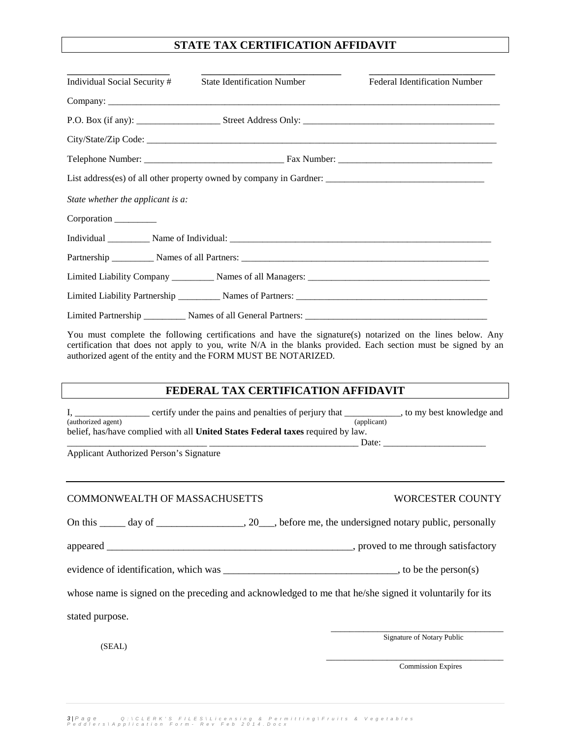## STATE TAX CERTIFICATION AFFIDAVIT

_____________________ Individual Social Security #

_____________________________ State Identification Number

__________________________ Federal Identification Number

Company: ___________________________________________________________________________________

P.O. Box (if any): __________________ Street Address Only: __________________________________________

City/State/Zip Code: _________________________________________________________________________

Telephone Number: ______________________________ Fax Number: _________________________________

List address(es) of all other property owned by company in Gardner: _________________________________

*State whether the applicant is a:*

Corporation _________

Individual _________ Name of Individual: __________________________________________________________

Partnership _________ Names of all Partners: ______________________________________________________

Limited Liability Company _________ Names of all Managers: _______________________________________

Limited Liability Partnership _________ Names of Partners: _________________________________________

Limited Partnership _________ Names of all General Partners: ______________________________________

You must complete the following certifications and have the signature(s) notarized on the lines below. Any certification that does not apply to you, write N/A in the blanks provided. Each section must be signed by an authorized agent of the entity and the FORM MUST BE NOTARIZED.

## FEDERAL TAX CERTIFICATION AFFIDAVIT

I, ________________ (authorized agent) certify under the pains and penalties of perjury that ____________ (applicant), to my best knowledge and belief, has/have complied with all **United States Federal taxes** required by law.

______________________________ ________________________________ Date: ______________________

Applicant Authorized Person's Signature

COMMONWEALTH OF MASSACHUSETTS WORCESTER COUNTY

On this _____ day of _________________, 20___, before me, the undersigned notary public, personally appeared __________________________________________________, proved to me through satisfactory evidence of identification, which was __________________________________, to be the person(s) whose name is signed on the preceding and acknowledged to me that he/she signed it voluntarily for its stated purpose.

____________________________________
Signature of Notary Public

(SEAL)

____________________________________
Commission Expires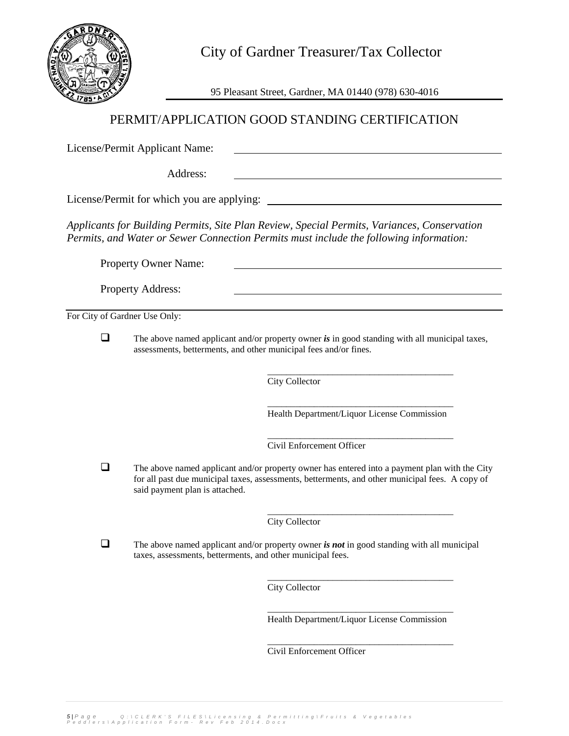# City of Gardner Treasurer/Tax Collector

95 Pleasant Street, Gardner, MA 01440 (978) 630-4016

## PERMIT/APPLICATION GOOD STANDING CERTIFICATION

License/Permit Applicant Name: ______________________________

Address: ______________________________

License/Permit for which you are applying: ______________________________

*Applicants for Building Permits, Site Plan Review, Special Permits, Variances, Conservation Permits, and Water or Sewer Connection Permits must include the following information:*

Property Owner Name: ______________________________

Property Address: ______________________________

---

For City of Gardner Use Only:

- ☐ The above named applicant and/or property owner ***is*** in good standing with all municipal taxes, assessments, betterments, and other municipal fees and/or fines.

  ______________________________
  City Collector

  ______________________________
  Health Department/Liquor License Commission

  ______________________________
  Civil Enforcement Officer

- ☐ The above named applicant and/or property owner has entered into a payment plan with the City for all past due municipal taxes, assessments, betterments, and other municipal fees. A copy of said payment plan is attached.

  ______________________________
  City Collector

- ☐ The above named applicant and/or property owner ***is not*** in good standing with all municipal taxes, assessments, betterments, and other municipal fees.

  ______________________________
  City Collector

  ______________________________
  Health Department/Liquor License Commission

  ______________________________
  Civil Enforcement Officer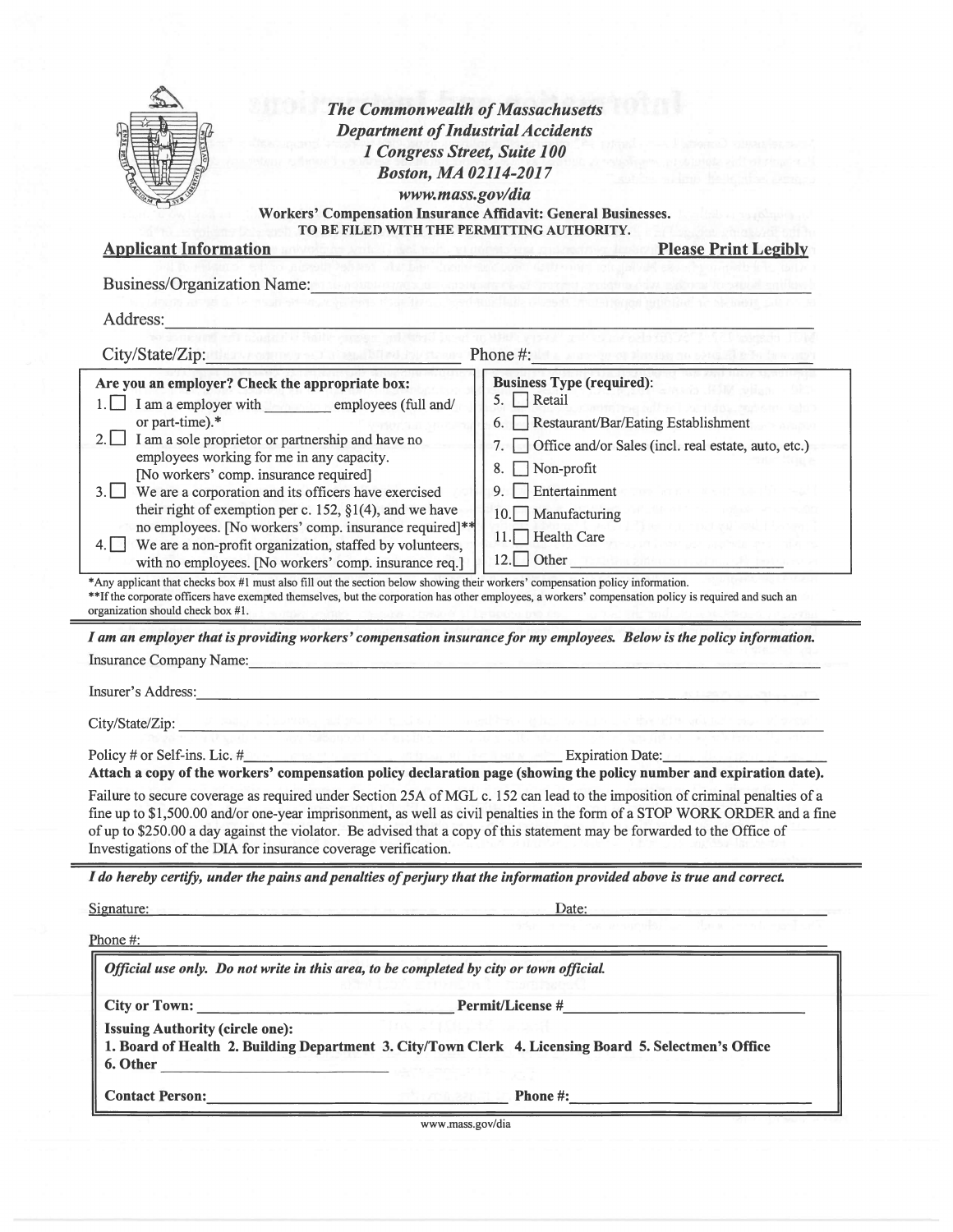**The Commonwealth of Massachusetts**
**Department of Industrial Accidents**
**1 Congress Street, Suite 100**
**Boston, MA 02114-2017**
**www.mass.gov/dia**

**Workers' Compensation Insurance Affidavit: General Businesses.**
**TO BE FILED WITH THE PERMITTING AUTHORITY.**

**Applicant Information** **Please Print Legibly**

Business/Organization Name:\_\_\_\_\_\_\_\_\_\_\_\_\_\_\_\_\_\_\_\_\_\_\_\_\_\_\_\_\_\_\_\_\_\_\_\_\_\_\_\_

Address:\_\_\_\_\_\_\_\_\_\_\_\_\_\_\_\_\_\_\_\_\_\_\_\_\_\_\_\_\_\_\_\_\_\_\_\_\_\_\_\_\_\_\_\_\_\_\_\_\_\_\_\_\_\_\_\_

City/State/Zip:\_\_\_\_\_\_\_\_\_\_\_\_\_\_\_\_\_\_\_\_\_\_\_\_\_\_\_\_ Phone #:\_\_\_\_\_\_\_\_\_\_\_\_\_\_\_\_\_\_\_\_\_\_\_\_\_\_\_\_

| **Are you an employer? Check the appropriate box:** | **Business Type (required):** |
|---|---|
| 1. ☐ I am a employer with \_\_\_\_\_\_\_\_ employees (full and/ or part-time).* | 5. ☐ Retail |
| 2. ☐ I am a sole proprietor or partnership and have no employees working for me in any capacity. [No workers' comp. insurance required] | 6. ☐ Restaurant/Bar/Eating Establishment |
| 3. ☐ We are a corporation and its officers have exercised their right of exemption per c. 152, §1(4), and we have no employees. [No workers' comp. insurance required]** | 7. ☐ Office and/or Sales (incl. real estate, auto, etc.) |
| 4. ☐ We are a non-profit organization, staffed by volunteers, with no employees. [No workers' comp. insurance req.] | 8. ☐ Non-profit |
| | 9. ☐ Entertainment |
| | 10. ☐ Manufacturing |
| | 11. ☐ Health Care |
| | 12. ☐ Other \_\_\_\_\_\_\_\_\_\_\_\_\_\_\_\_ |

*Any applicant that checks box #1 must also fill out the section below showing their workers' compensation policy information.
**If the corporate officers have exempted themselves, but the corporation has other employees, a workers' compensation policy is required and such an organization should check box #1.

***I am an employer that is providing workers' compensation insurance for my employees. Below is the policy information.***

Insurance Company Name:\_\_\_\_\_\_\_\_\_\_\_\_\_\_\_\_\_\_\_\_\_\_\_\_\_\_\_\_\_\_\_\_\_\_\_\_\_\_\_\_

Insurer's Address:\_\_\_\_\_\_\_\_\_\_\_\_\_\_\_\_\_\_\_\_\_\_\_\_\_\_\_\_\_\_\_\_\_\_\_\_\_\_\_\_\_\_\_\_

City/State/Zip:\_\_\_\_\_\_\_\_\_\_\_\_\_\_\_\_\_\_\_\_\_\_\_\_\_\_\_\_\_\_\_\_\_\_\_\_\_\_\_\_\_\_\_\_\_\_\_

Policy # or Self-ins. Lic. #\_\_\_\_\_\_\_\_\_\_\_\_\_\_\_\_\_\_\_\_\_\_\_\_\_\_\_\_ Expiration Date:\_\_\_\_\_\_\_\_\_\_\_\_

**Attach a copy of the workers' compensation policy declaration page (showing the policy number and expiration date).**

Failure to secure coverage as required under Section 25A of MGL c. 152 can lead to the imposition of criminal penalties of a fine up to $1,500.00 and/or one-year imprisonment, as well as civil penalties in the form of a STOP WORK ORDER and a fine of up to $250.00 a day against the violator. Be advised that a copy of this statement may be forwarded to the Office of Investigations of the DIA for insurance coverage verification.

***I do hereby certify, under the pains and penalties of perjury that the information provided above is true and correct.***

Signature:\_\_\_\_\_\_\_\_\_\_\_\_\_\_\_\_\_\_\_\_\_\_\_\_\_\_\_\_\_\_\_\_\_\_\_\_\_\_\_\_ Date:\_\_\_\_\_\_\_\_\_\_\_\_\_\_\_\_\_\_\_\_

Phone #:\_\_\_\_\_\_\_\_\_\_\_\_\_\_\_\_\_\_\_\_\_\_\_\_\_\_\_\_\_\_\_\_\_\_\_\_\_\_\_\_\_\_\_\_\_\_\_\_\_\_\_\_

***Official use only. Do not write in this area, to be completed by city or town official.***

**City or Town:** \_\_\_\_\_\_\_\_\_\_\_\_\_\_\_\_\_\_\_\_\_\_\_\_ **Permit/License #**\_\_\_\_\_\_\_\_\_\_\_\_\_\_\_\_\_\_\_\_\_\_\_\_

**Issuing Authority (circle one):**
**1. Board of Health 2. Building Department 3. City/Town Clerk 4. Licensing Board 5. Selectmen's Office 6. Other** \_\_\_\_\_\_\_\_\_\_\_\_\_\_\_\_\_\_\_\_\_\_\_\_

**Contact Person:**\_\_\_\_\_\_\_\_\_\_\_\_\_\_\_\_\_\_\_\_\_\_\_\_\_\_\_\_ **Phone #:**\_\_\_\_\_\_\_\_\_\_\_\_\_\_\_\_\_\_\_\_\_\_\_\_

www.mass.gov/dia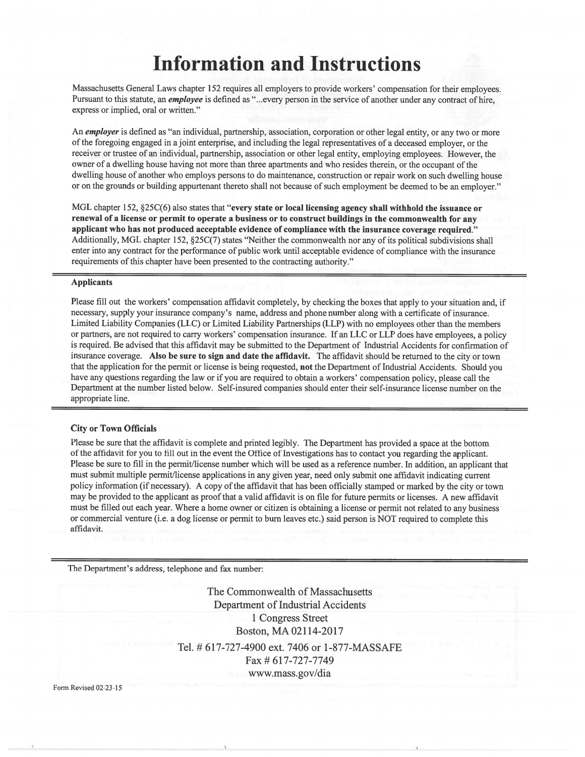# Information and Instructions

Massachusetts General Laws chapter 152 requires all employers to provide workers' compensation for their employees. Pursuant to this statute, an ***employee*** is defined as "...every person in the service of another under any contract of hire, express or implied, oral or written."

An ***employer*** is defined as "an individual, partnership, association, corporation or other legal entity, or any two or more of the foregoing engaged in a joint enterprise, and including the legal representatives of a deceased employer, or the receiver or trustee of an individual, partnership, association or other legal entity, employing employees. However, the owner of a dwelling house having not more than three apartments and who resides therein, or the occupant of the dwelling house of another who employs persons to do maintenance, construction or repair work on such dwelling house or on the grounds or building appurtenant thereto shall not because of such employment be deemed to be an employer."

MGL chapter 152, §25C(6) also states that "**every state or local licensing agency shall withhold the issuance or renewal of a license or permit to operate a business or to construct buildings in the commonwealth for any applicant who has not produced acceptable evidence of compliance with the insurance coverage required.**" Additionally, MGL chapter 152, §25C(7) states "Neither the commonwealth nor any of its political subdivisions shall enter into any contract for the performance of public work until acceptable evidence of compliance with the insurance requirements of this chapter have been presented to the contracting authority."

---

### Applicants

Please fill out the workers' compensation affidavit completely, by checking the boxes that apply to your situation and, if necessary, supply your insurance company's name, address and phone number along with a certificate of insurance. Limited Liability Companies (LLC) or Limited Liability Partnerships (LLP) with no employees other than the members or partners, are not required to carry workers' compensation insurance. If an LLC or LLP does have employees, a policy is required. Be advised that this affidavit may be submitted to the Department of Industrial Accidents for confirmation of insurance coverage. **Also be sure to sign and date the affidavit.** The affidavit should be returned to the city or town that the application for the permit or license is being requested, **not** the Department of Industrial Accidents. Should you have any questions regarding the law or if you are required to obtain a workers' compensation policy, please call the Department at the number listed below. Self-insured companies should enter their self-insurance license number on the appropriate line.

---

### City or Town Officials

Please be sure that the affidavit is complete and printed legibly. The Department has provided a space at the bottom of the affidavit for you to fill out in the event the Office of Investigations has to contact you regarding the applicant. Please be sure to fill in the permit/license number which will be used as a reference number. In addition, an applicant that must submit multiple permit/license applications in any given year, need only submit one affidavit indicating current policy information (if necessary). A copy of the affidavit that has been officially stamped or marked by the city or town may be provided to the applicant as proof that a valid affidavit is on file for future permits or licenses. A new affidavit must be filled out each year. Where a home owner or citizen is obtaining a license or permit not related to any business or commercial venture (i.e. a dog license or permit to burn leaves etc.) said person is NOT required to complete this affidavit.

---

The Department's address, telephone and fax number:

The Commonwealth of Massachusetts
Department of Industrial Accidents
1 Congress Street
Boston, MA 02114-2017
Tel. # 617-727-4900 ext. 7406 or 1-877-MASSAFE
Fax # 617-727-7749
www.mass.gov/dia

Form Revised 02-23-15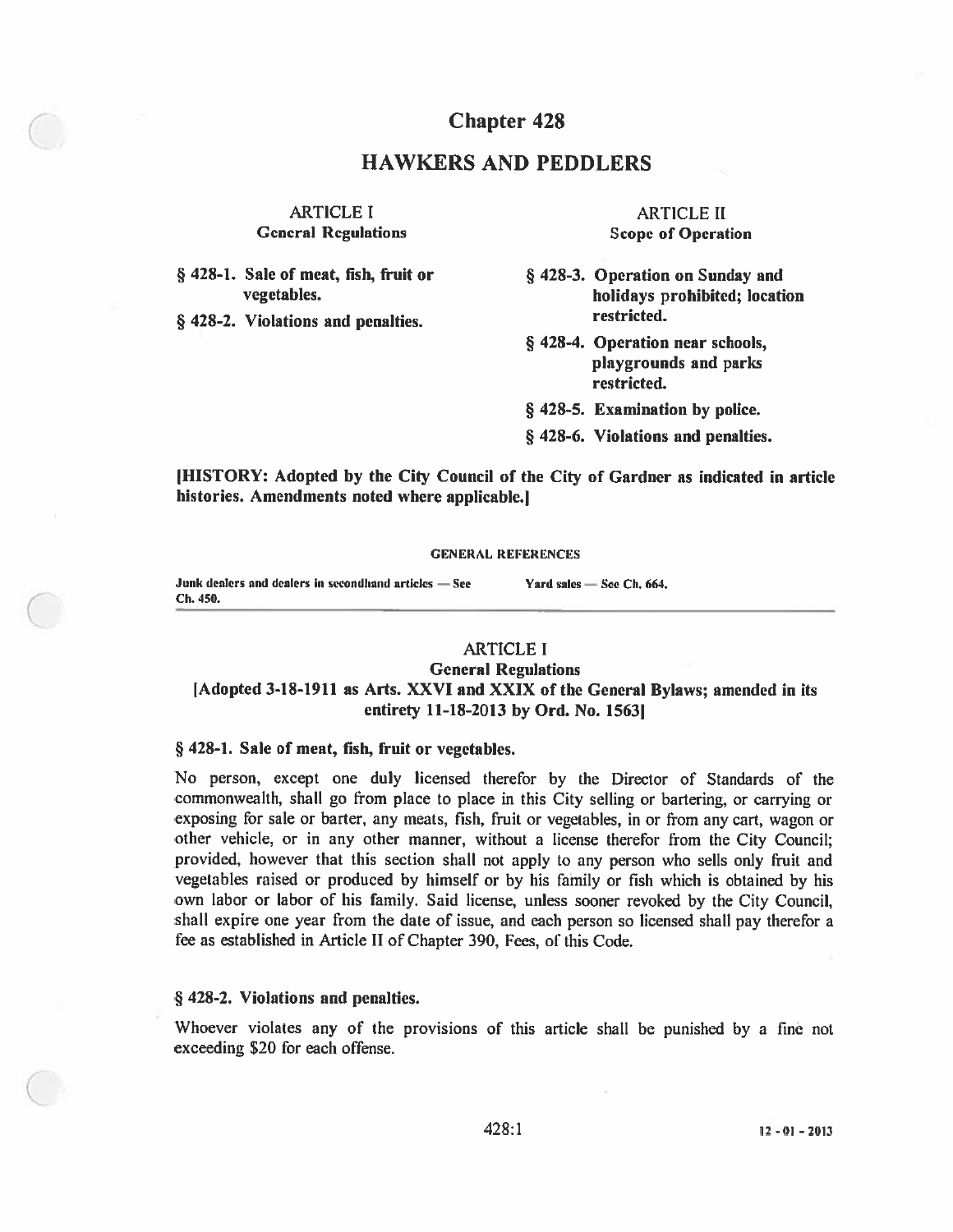# Chapter 428

# HAWKERS AND PEDDLERS

**ARTICLE I**
**General Regulations**

**§ 428-1. Sale of meat, fish, fruit or vegetables.**

**§ 428-2. Violations and penalties.**

**ARTICLE II**
**Scope of Operation**

**§ 428-3. Operation on Sunday and holidays prohibited; location restricted.**

**§ 428-4. Operation near schools, playgrounds and parks restricted.**

**§ 428-5. Examination by police.**

**§ 428-6. Violations and penalties.**

**[HISTORY: Adopted by the City Council of the City of Gardner as indicated in article histories. Amendments noted where applicable.]**

GENERAL REFERENCES

Junk dealers and dealers in secondhand articles — See Ch. 450.

Yard sales — See Ch. 664.

## ARTICLE I
## General Regulations
### [Adopted 3-18-1911 as Arts. XXVI and XXIX of the General Bylaws; amended in its entirety 11-18-2013 by Ord. No. 1563]

### § 428-1. Sale of meat, fish, fruit or vegetables.

No person, except one duly licensed therefor by the Director of Standards of the commonwealth, shall go from place to place in this City selling or bartering, or carrying or exposing for sale or barter, any meats, fish, fruit or vegetables, in or from any cart, wagon or other vehicle, or in any other manner, without a license therefor from the City Council; provided, however that this section shall not apply to any person who sells only fruit and vegetables raised or produced by himself or by his family or fish which is obtained by his own labor or labor of his family. Said license, unless sooner revoked by the City Council, shall expire one year from the date of issue, and each person so licensed shall pay therefor a fee as established in Article II of Chapter 390, Fees, of this Code.

### § 428-2. Violations and penalties.

Whoever violates any of the provisions of this article shall be punished by a fine not exceeding $20 for each offense.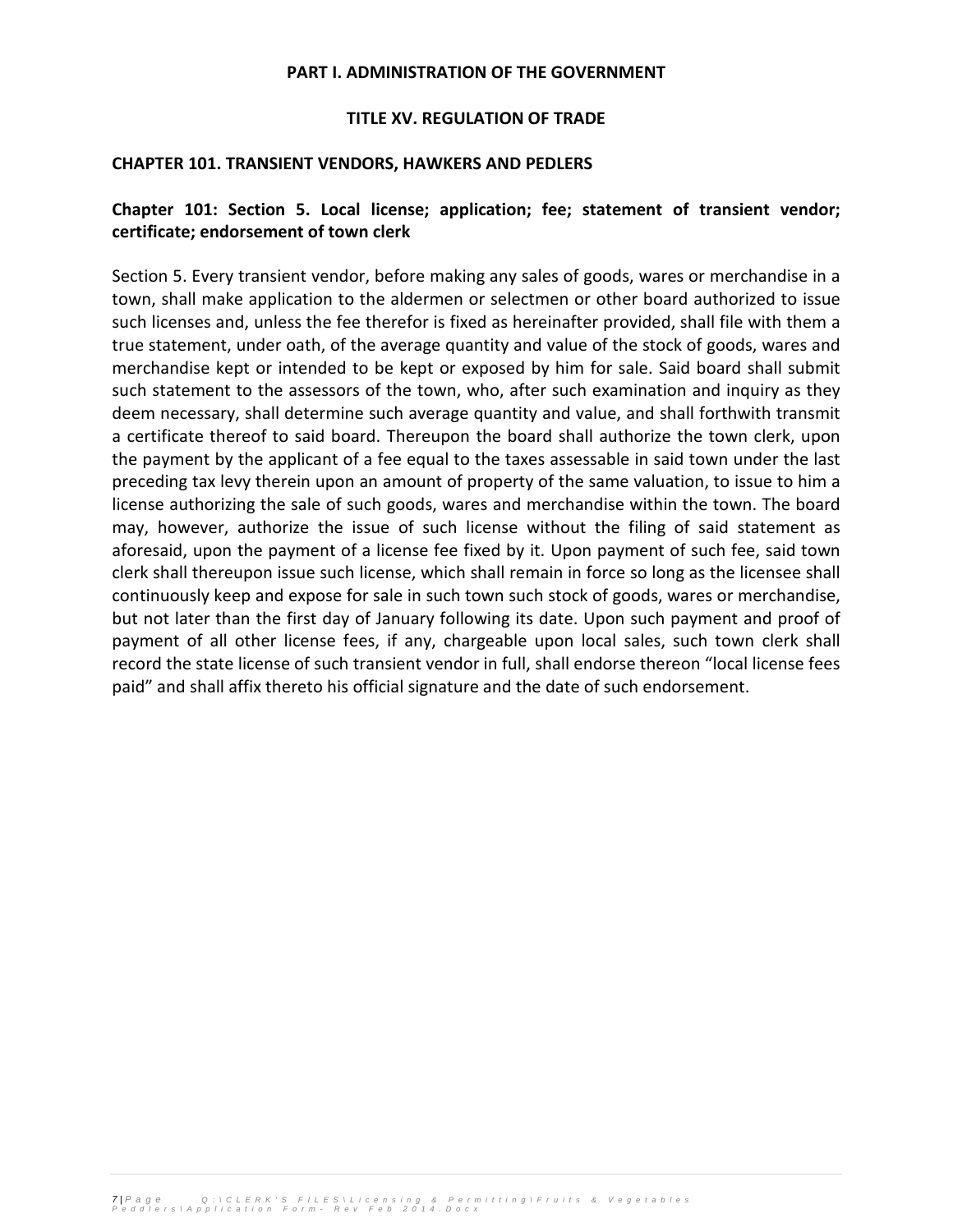**PART I. ADMINISTRATION OF THE GOVERNMENT**

**TITLE XV. REGULATION OF TRADE**

**CHAPTER 101. TRANSIENT VENDORS, HAWKERS AND PEDLERS**

**Chapter 101: Section 5. Local license; application; fee; statement of transient vendor; certificate; endorsement of town clerk**

Section 5. Every transient vendor, before making any sales of goods, wares or merchandise in a town, shall make application to the aldermen or selectmen or other board authorized to issue such licenses and, unless the fee therefor is fixed as hereinafter provided, shall file with them a true statement, under oath, of the average quantity and value of the stock of goods, wares and merchandise kept or intended to be kept or exposed by him for sale. Said board shall submit such statement to the assessors of the town, who, after such examination and inquiry as they deem necessary, shall determine such average quantity and value, and shall forthwith transmit a certificate thereof to said board. Thereupon the board shall authorize the town clerk, upon the payment by the applicant of a fee equal to the taxes assessable in said town under the last preceding tax levy therein upon an amount of property of the same valuation, to issue to him a license authorizing the sale of such goods, wares and merchandise within the town. The board may, however, authorize the issue of such license without the filing of said statement as aforesaid, upon the payment of a license fee fixed by it. Upon payment of such fee, said town clerk shall thereupon issue such license, which shall remain in force so long as the licensee shall continuously keep and expose for sale in such town such stock of goods, wares or merchandise, but not later than the first day of January following its date. Upon such payment and proof of payment of all other license fees, if any, chargeable upon local sales, such town clerk shall record the state license of such transient vendor in full, shall endorse thereon "local license fees paid" and shall affix thereto his official signature and the date of such endorsement.